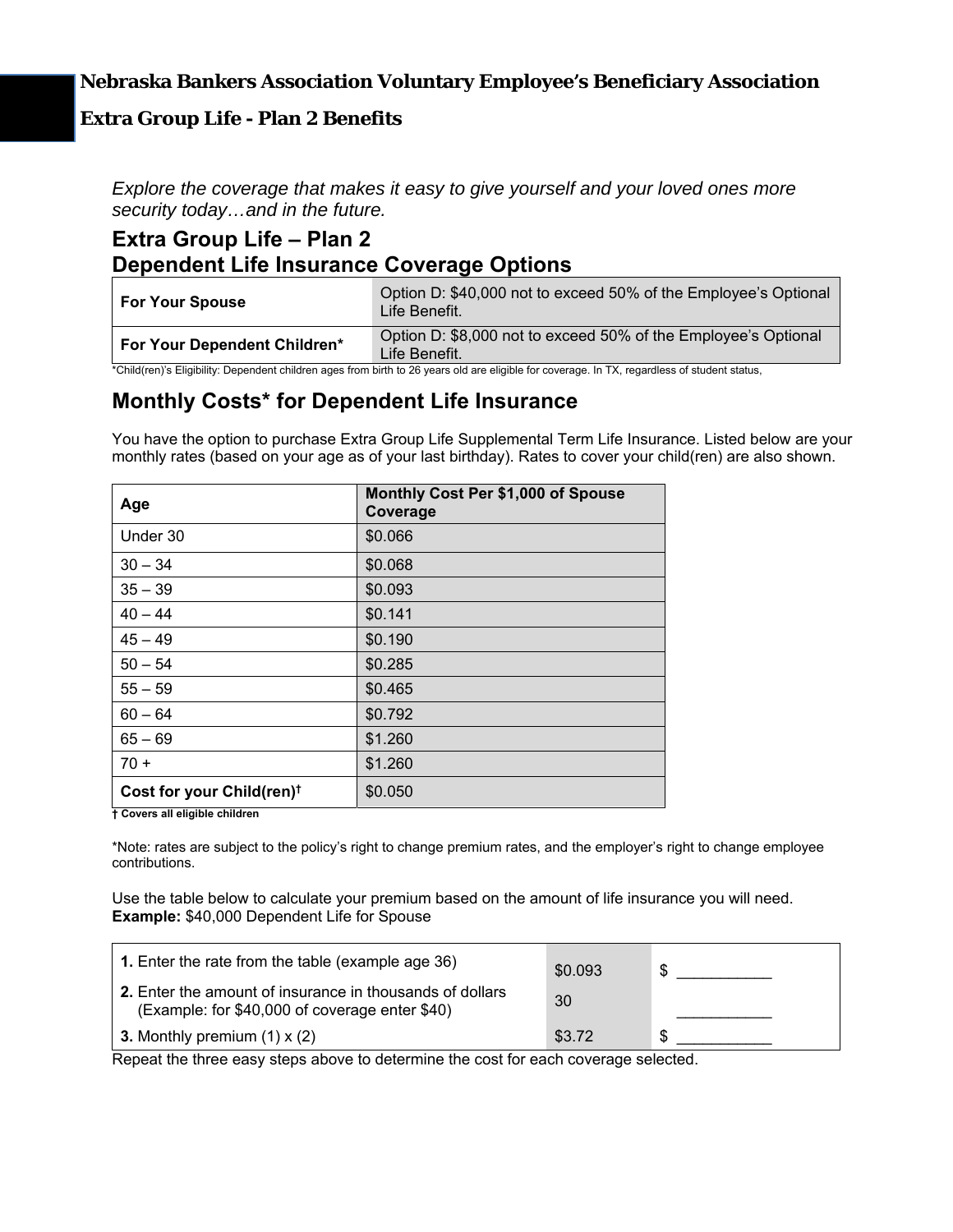# Nebraska Bankers Association Voluntary Employee's Beneficiary Association

## Extra Group Life - Plan 2 Benefits

*Explore the coverage that makes it easy to give yourself and your loved ones more security today…and in the future.*

## Extra Group Life – Plan 2
## Dependent Life Insurance Coverage Options

| | |
|---|---|
| **For Your Spouse** | Option D: $40,000 not to exceed 50% of the Employee's Optional Life Benefit. |
| **For Your Dependent Children*** | Option D: $8,000 not to exceed 50% of the Employee's Optional Life Benefit. |

*Child(ren)'s Eligibility: Dependent children ages from birth to 26 years old are eligible for coverage. In TX, regardless of student status,

## Monthly Costs* for Dependent Life Insurance

You have the option to purchase Extra Group Life Supplemental Term Life Insurance. Listed below are your monthly rates (based on your age as of your last birthday). Rates to cover your child(ren) are also shown.

| Age | Monthly Cost Per $1,000 of Spouse Coverage |
|---|---|
| Under 30 | $0.066 |
| 30 – 34 | $0.068 |
| 35 – 39 | $0.093 |
| 40 – 44 | $0.141 |
| 45 – 49 | $0.190 |
| 50 – 54 | $0.285 |
| 55 – 59 | $0.465 |
| 60 – 64 | $0.792 |
| 65 – 69 | $1.260 |
| 70 + | $1.260 |
| **Cost for your Child(ren)†** | $0.050 |

**† Covers all eligible children**

*Note: rates are subject to the policy's right to change premium rates, and the employer's right to change employee contributions.

Use the table below to calculate your premium based on the amount of life insurance you will need.
**Example:** $40,000 Dependent Life for Spouse

| | | |
|---|---|---|
| **1.** Enter the rate from the table (example age 36) | $0.093 | $ ___________ |
| **2.** Enter the amount of insurance in thousands of dollars (Example: for $40,000 of coverage enter $40) | 30 | ___________ |
| **3.** Monthly premium (1) x (2) | $3.72 | $ ___________ |

Repeat the three easy steps above to determine the cost for each coverage selected.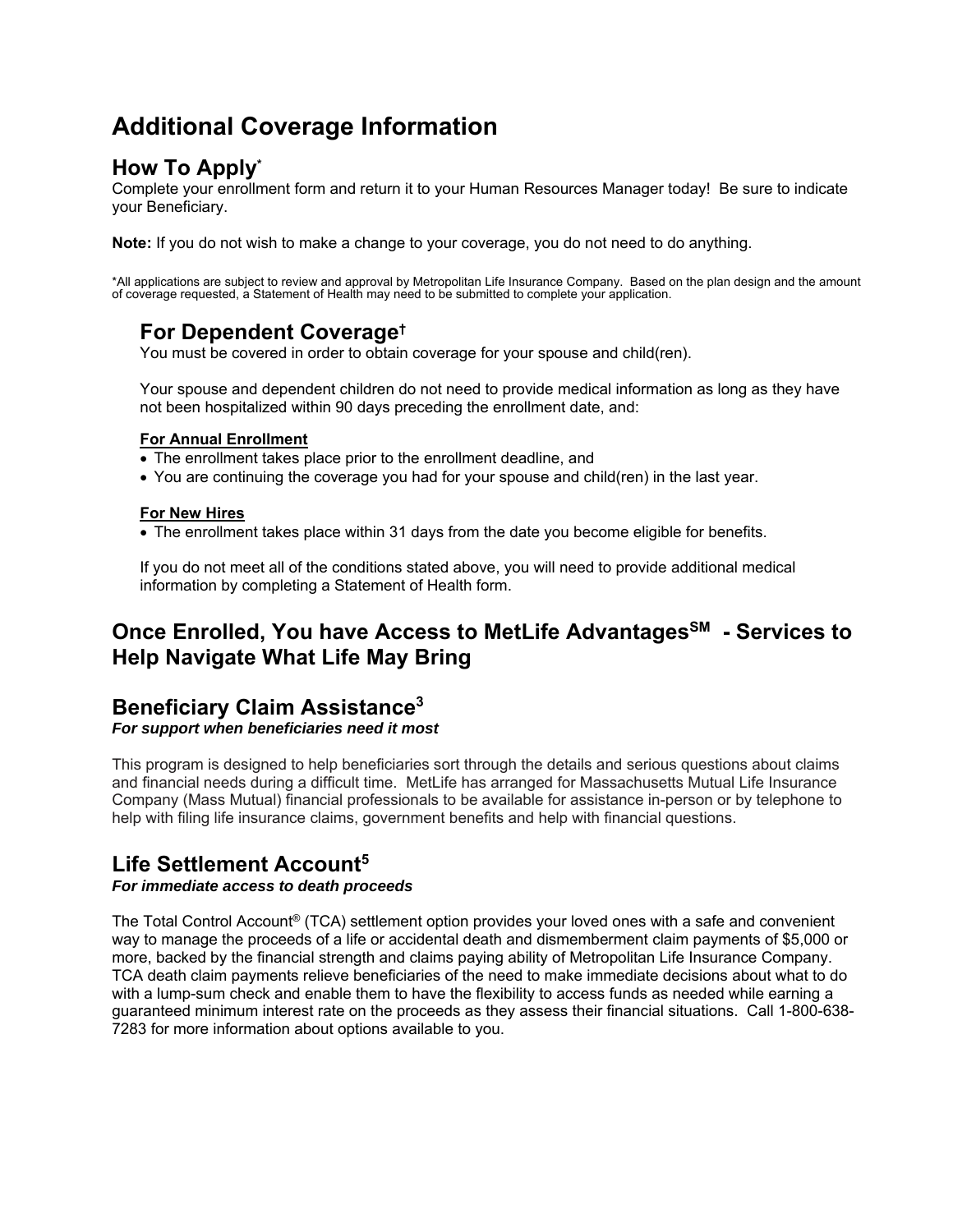# Additional Coverage Information

## How To Apply*

Complete your enrollment form and return it to your Human Resources Manager today! Be sure to indicate your Beneficiary.

**Note:** If you do not wish to make a change to your coverage, you do not need to do anything.

*All applications are subject to review and approval by Metropolitan Life Insurance Company. Based on the plan design and the amount of coverage requested, a Statement of Health may need to be submitted to complete your application.

### For Dependent Coverage†

You must be covered in order to obtain coverage for your spouse and child(ren).

Your spouse and dependent children do not need to provide medical information as long as they have not been hospitalized within 90 days preceding the enrollment date, and:

**For Annual Enrollment**

- The enrollment takes place prior to the enrollment deadline, and
- You are continuing the coverage you had for your spouse and child(ren) in the last year.

**For New Hires**

- The enrollment takes place within 31 days from the date you become eligible for benefits.

If you do not meet all of the conditions stated above, you will need to provide additional medical information by completing a Statement of Health form.

## Once Enrolled, You have Access to MetLife Advantages℠ - Services to Help Navigate What Life May Bring

## Beneficiary Claim Assistance[3]

***For support when beneficiaries need it most***

This program is designed to help beneficiaries sort through the details and serious questions about claims and financial needs during a difficult time. MetLife has arranged for Massachusetts Mutual Life Insurance Company (Mass Mutual) financial professionals to be available for assistance in-person or by telephone to help with filing life insurance claims, government benefits and help with financial questions.

## Life Settlement Account[5]

***For immediate access to death proceeds***

The Total Control Account® (TCA) settlement option provides your loved ones with a safe and convenient way to manage the proceeds of a life or accidental death and dismemberment claim payments of $5,000 or more, backed by the financial strength and claims paying ability of Metropolitan Life Insurance Company. TCA death claim payments relieve beneficiaries of the need to make immediate decisions about what to do with a lump-sum check and enable them to have the flexibility to access funds as needed while earning a guaranteed minimum interest rate on the proceeds as they assess their financial situations. Call 1-800-638-7283 for more information about options available to you.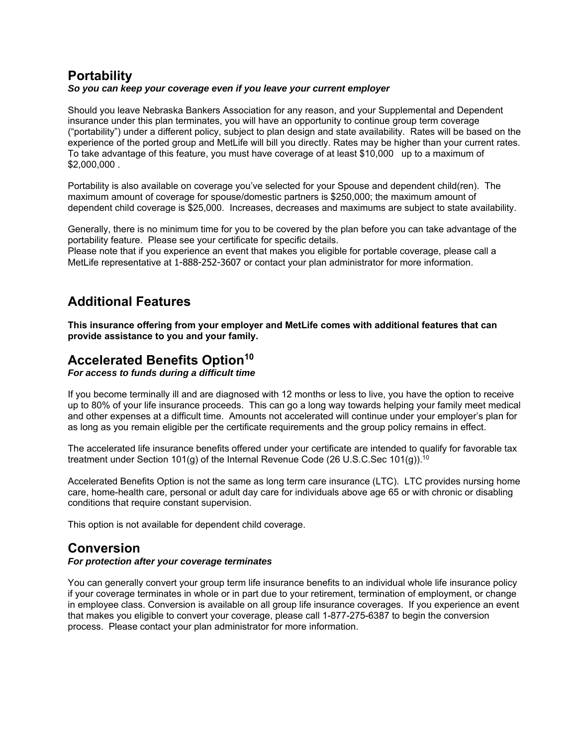## Portability

***So you can keep your coverage even if you leave your current employer***

Should you leave Nebraska Bankers Association for any reason, and your Supplemental and Dependent insurance under this plan terminates, you will have an opportunity to continue group term coverage ("portability") under a different policy, subject to plan design and state availability. Rates will be based on the experience of the ported group and MetLife will bill you directly. Rates may be higher than your current rates. To take advantage of this feature, you must have coverage of at least $10,000 up to a maximum of $2,000,000 .

Portability is also available on coverage you've selected for your Spouse and dependent child(ren). The maximum amount of coverage for spouse/domestic partners is $250,000; the maximum amount of dependent child coverage is $25,000. Increases, decreases and maximums are subject to state availability.

Generally, there is no minimum time for you to be covered by the plan before you can take advantage of the portability feature. Please see your certificate for specific details.
Please note that if you experience an event that makes you eligible for portable coverage, please call a MetLife representative at 1-888-252-3607 or contact your plan administrator for more information.

## Additional Features

**This insurance offering from your employer and MetLife comes with additional features that can provide assistance to you and your family.**

## Accelerated Benefits Option[10]

***For access to funds during a difficult time***

If you become terminally ill and are diagnosed with 12 months or less to live, you have the option to receive up to 80% of your life insurance proceeds. This can go a long way towards helping your family meet medical and other expenses at a difficult time. Amounts not accelerated will continue under your employer's plan for as long as you remain eligible per the certificate requirements and the group policy remains in effect.

The accelerated life insurance benefits offered under your certificate are intended to qualify for favorable tax treatment under Section 101(g) of the Internal Revenue Code (26 U.S.C.Sec 101(g)).[10]

Accelerated Benefits Option is not the same as long term care insurance (LTC). LTC provides nursing home care, home-health care, personal or adult day care for individuals above age 65 or with chronic or disabling conditions that require constant supervision.

This option is not available for dependent child coverage.

## Conversion

***For protection after your coverage terminates***

You can generally convert your group term life insurance benefits to an individual whole life insurance policy if your coverage terminates in whole or in part due to your retirement, termination of employment, or change in employee class. Conversion is available on all group life insurance coverages. If you experience an event that makes you eligible to convert your coverage, please call 1-877-275-6387 to begin the conversion process. Please contact your plan administrator for more information.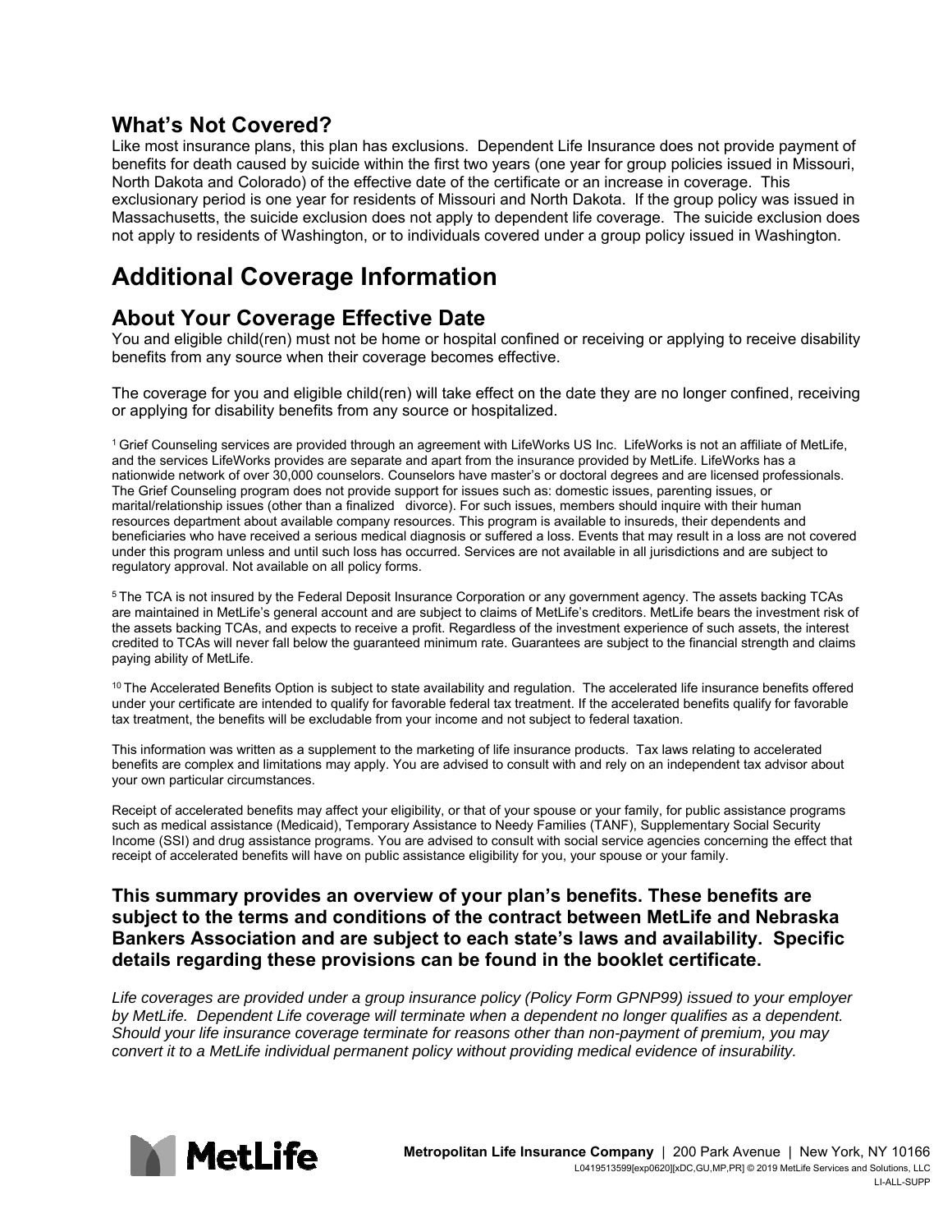## What's Not Covered?

Like most insurance plans, this plan has exclusions. Dependent Life Insurance does not provide payment of benefits for death caused by suicide within the first two years (one year for group policies issued in Missouri, North Dakota and Colorado) of the effective date of the certificate or an increase in coverage. This exclusionary period is one year for residents of Missouri and North Dakota. If the group policy was issued in Massachusetts, the suicide exclusion does not apply to dependent life coverage. The suicide exclusion does not apply to residents of Washington, or to individuals covered under a group policy issued in Washington.

# Additional Coverage Information

## About Your Coverage Effective Date

You and eligible child(ren) must not be home or hospital confined or receiving or applying to receive disability benefits from any source when their coverage becomes effective.

The coverage for you and eligible child(ren) will take effect on the date they are no longer confined, receiving or applying for disability benefits from any source or hospitalized.

[1] Grief Counseling services are provided through an agreement with LifeWorks US Inc. LifeWorks is not an affiliate of MetLife, and the services LifeWorks provides are separate and apart from the insurance provided by MetLife. LifeWorks has a nationwide network of over 30,000 counselors. Counselors have master's or doctoral degrees and are licensed professionals. The Grief Counseling program does not provide support for issues such as: domestic issues, parenting issues, or marital/relationship issues (other than a finalized divorce). For such issues, members should inquire with their human resources department about available company resources. This program is available to insureds, their dependents and beneficiaries who have received a serious medical diagnosis or suffered a loss. Events that may result in a loss are not covered under this program unless and until such loss has occurred. Services are not available in all jurisdictions and are subject to regulatory approval. Not available on all policy forms.

[5] The TCA is not insured by the Federal Deposit Insurance Corporation or any government agency. The assets backing TCAs are maintained in MetLife's general account and are subject to claims of MetLife's creditors. MetLife bears the investment risk of the assets backing TCAs, and expects to receive a profit. Regardless of the investment experience of such assets, the interest credited to TCAs will never fall below the guaranteed minimum rate. Guarantees are subject to the financial strength and claims paying ability of MetLife.

[10] The Accelerated Benefits Option is subject to state availability and regulation. The accelerated life insurance benefits offered under your certificate are intended to qualify for favorable federal tax treatment. If the accelerated benefits qualify for favorable tax treatment, the benefits will be excludable from your income and not subject to federal taxation.

This information was written as a supplement to the marketing of life insurance products. Tax laws relating to accelerated benefits are complex and limitations may apply. You are advised to consult with and rely on an independent tax advisor about your own particular circumstances.

Receipt of accelerated benefits may affect your eligibility, or that of your spouse or your family, for public assistance programs such as medical assistance (Medicaid), Temporary Assistance to Needy Families (TANF), Supplementary Social Security Income (SSI) and drug assistance programs. You are advised to consult with social service agencies concerning the effect that receipt of accelerated benefits will have on public assistance eligibility for you, your spouse or your family.

**This summary provides an overview of your plan's benefits. These benefits are subject to the terms and conditions of the contract between MetLife and Nebraska Bankers Association and are subject to each state's laws and availability. Specific details regarding these provisions can be found in the booklet certificate.**

*Life coverages are provided under a group insurance policy (Policy Form GPNP99) issued to your employer by MetLife. Dependent Life coverage will terminate when a dependent no longer qualifies as a dependent. Should your life insurance coverage terminate for reasons other than non-payment of premium, you may convert it to a MetLife individual permanent policy without providing medical evidence of insurability.*

MetLife

**Metropolitan Life Insurance Company** | 200 Park Avenue | New York, NY 10166
L0419513599[exp0620][xDC,GU,MP,PR] © 2019 MetLife Services and Solutions, LLC
LI-ALL-SUPP